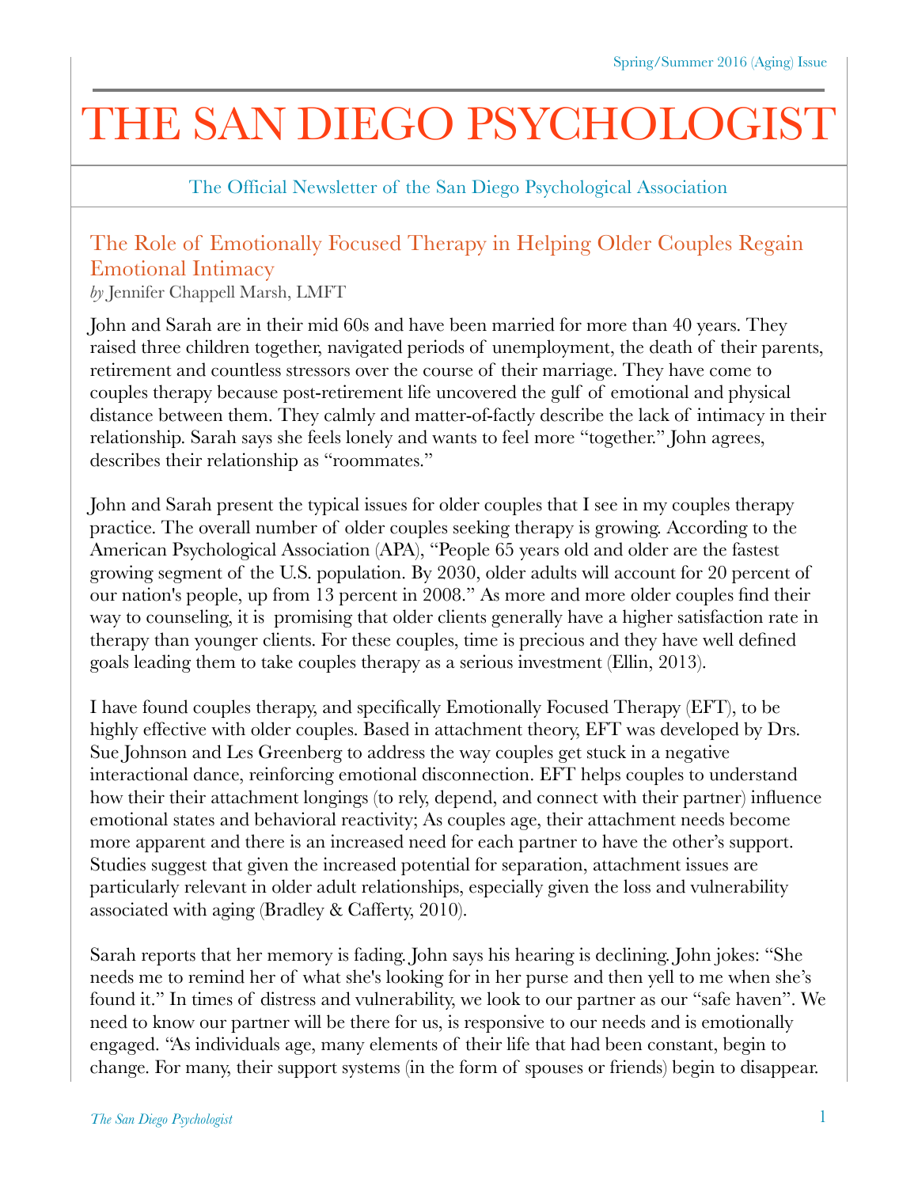# THE SAN DIEGO PSYCHOLOGIST

The Official Newsletter of the San Diego Psychological Association

## The Role of Emotionally Focused Therapy in Helping Older Couples Regain Emotional Intimacy

*by* Jennifer Chappell Marsh, LMFT

John and Sarah are in their mid 60s and have been married for more than 40 years. They raised three children together, navigated periods of unemployment, the death of their parents, retirement and countless stressors over the course of their marriage. They have come to couples therapy because post-retirement life uncovered the gulf of emotional and physical distance between them. They calmly and matter-of-factly describe the lack of intimacy in their relationship. Sarah says she feels lonely and wants to feel more "together." John agrees, describes their relationship as "roommates."

John and Sarah present the typical issues for older couples that I see in my couples therapy practice. The overall number of older couples seeking therapy is growing. According to the American Psychological Association (APA), "People 65 years old and older are the fastest growing segment of the U.S. population. By 2030, older adults will account for 20 percent of our nation's people, up from 13 percent in 2008." As more and more older couples find their way to counseling, it is promising that older clients generally have a higher satisfaction rate in therapy than younger clients. For these couples, time is precious and they have well defined goals leading them to take couples therapy as a serious investment (Ellin, 2013).

I have found couples therapy, and specifically Emotionally Focused Therapy (EFT), to be highly effective with older couples. Based in attachment theory, EFT was developed by Drs. Sue Johnson and Les Greenberg to address the way couples get stuck in a negative interactional dance, reinforcing emotional disconnection. EFT helps couples to understand how their their attachment longings (to rely, depend, and connect with their partner) influence emotional states and behavioral reactivity; As couples age, their attachment needs become more apparent and there is an increased need for each partner to have the other's support. Studies suggest that given the increased potential for separation, attachment issues are particularly relevant in older adult relationships, especially given the loss and vulnerability associated with aging (Bradley & Cafferty, 2010).

Sarah reports that her memory is fading. John says his hearing is declining. John jokes: "She needs me to remind her of what she's looking for in her purse and then yell to me when she's found it." In times of distress and vulnerability, we look to our partner as our "safe haven". We need to know our partner will be there for us, is responsive to our needs and is emotionally engaged. "As individuals age, many elements of their life that had been constant, begin to change. For many, their support systems (in the form of spouses or friends) begin to disappear.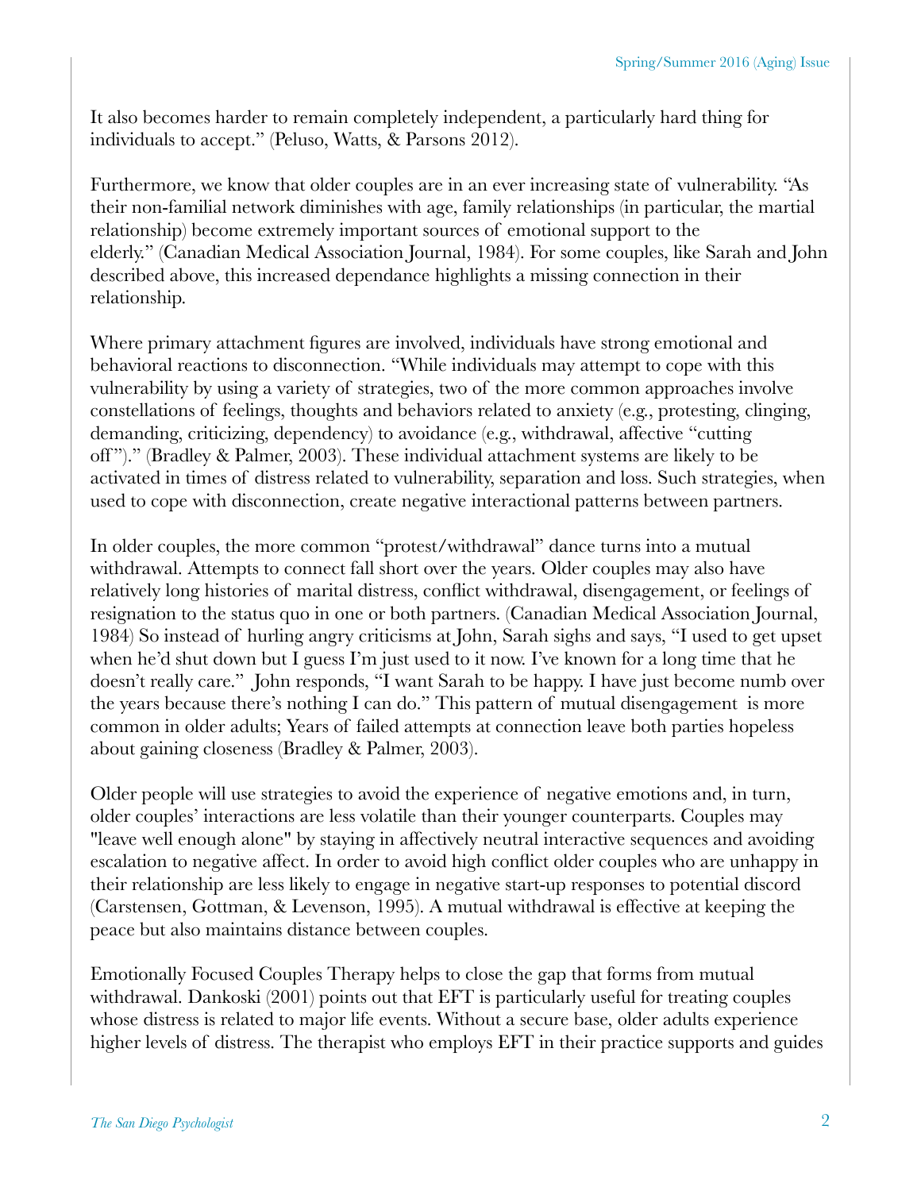It also becomes harder to remain completely independent, a particularly hard thing for individuals to accept." (Peluso, Watts, & Parsons 2012).

Furthermore, we know that older couples are in an ever increasing state of vulnerability. "As their non-familial network diminishes with age, family relationships (in particular, the martial relationship) become extremely important sources of emotional support to the elderly." (Canadian Medical Association Journal, 1984). For some couples, like Sarah and John described above, this increased dependance highlights a missing connection in their relationship.

Where primary attachment figures are involved, individuals have strong emotional and behavioral reactions to disconnection. "While individuals may attempt to cope with this vulnerability by using a variety of strategies, two of the more common approaches involve constellations of feelings, thoughts and behaviors related to anxiety (e.g., protesting, clinging, demanding, criticizing, dependency) to avoidance (e.g., withdrawal, affective "cutting off")." (Bradley & Palmer, 2003). These individual attachment systems are likely to be activated in times of distress related to vulnerability, separation and loss. Such strategies, when used to cope with disconnection, create negative interactional patterns between partners.

In older couples, the more common "protest/withdrawal" dance turns into a mutual withdrawal. Attempts to connect fall short over the years. Older couples may also have relatively long histories of marital distress, conflict withdrawal, disengagement, or feelings of resignation to the status quo in one or both partners. (Canadian Medical Association Journal, 1984) So instead of hurling angry criticisms at John, Sarah sighs and says, "I used to get upset when he'd shut down but I guess I'm just used to it now. I've known for a long time that he doesn't really care." John responds, "I want Sarah to be happy. I have just become numb over the years because there's nothing I can do." This pattern of mutual disengagement is more common in older adults; Years of failed attempts at connection leave both parties hopeless about gaining closeness (Bradley & Palmer, 2003).

Older people will use strategies to avoid the experience of negative emotions and, in turn, older couples' interactions are less volatile than their younger counterparts. Couples may "leave well enough alone" by staying in affectively neutral interactive sequences and avoiding escalation to negative affect. In order to avoid high conflict older couples who are unhappy in their relationship are less likely to engage in negative start-up responses to potential discord (Carstensen, Gottman, & Levenson, 1995). A mutual withdrawal is effective at keeping the peace but also maintains distance between couples.

Emotionally Focused Couples Therapy helps to close the gap that forms from mutual withdrawal. Dankoski (2001) points out that EFT is particularly useful for treating couples whose distress is related to major life events. Without a secure base, older adults experience higher levels of distress. The therapist who employs EFT in their practice supports and guides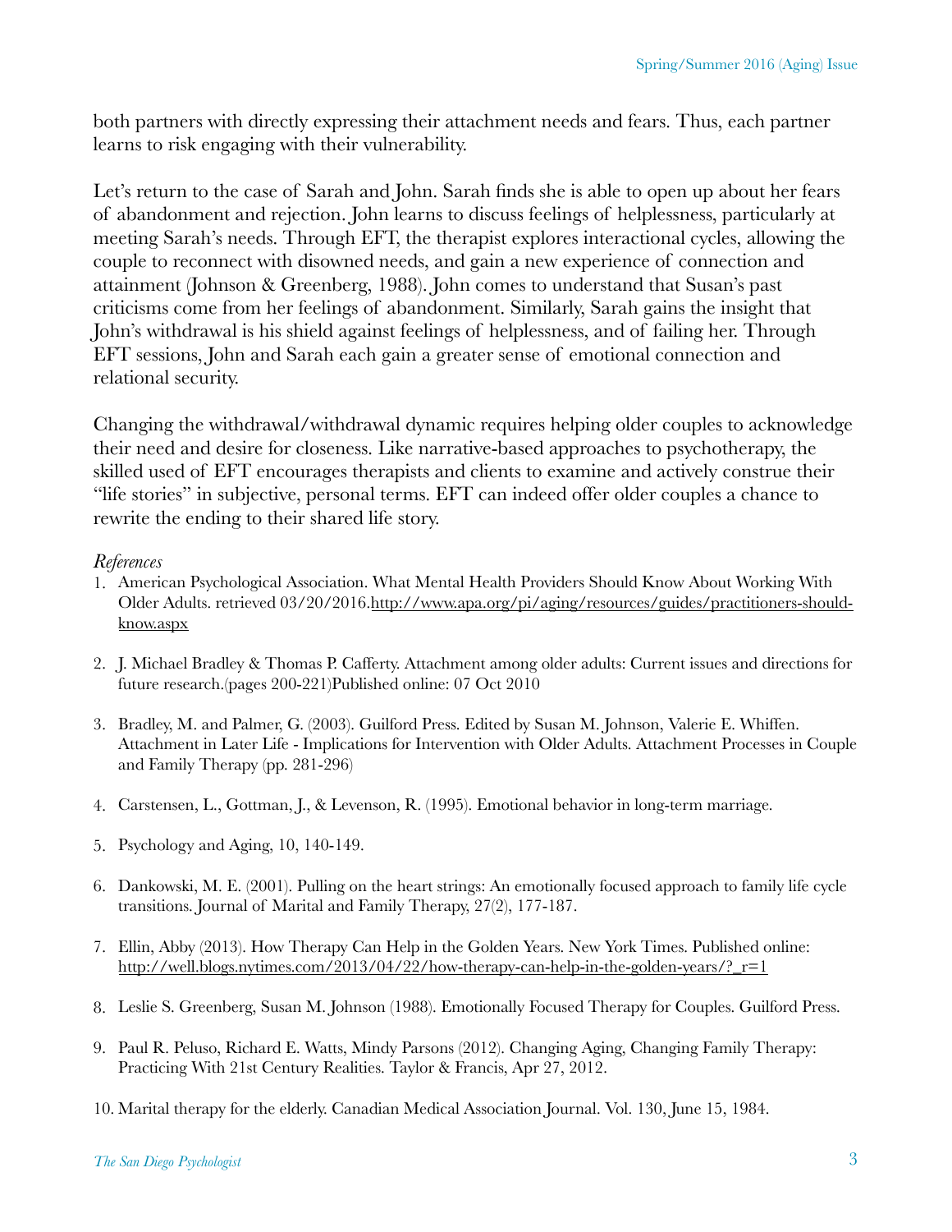both partners with directly expressing their attachment needs and fears. Thus, each partner learns to risk engaging with their vulnerability.

Let's return to the case of Sarah and John. Sarah finds she is able to open up about her fears of abandonment and rejection. John learns to discuss feelings of helplessness, particularly at meeting Sarah's needs. Through EFT, the therapist explores interactional cycles, allowing the couple to reconnect with disowned needs, and gain a new experience of connection and attainment (Johnson & Greenberg, 1988). John comes to understand that Susan's past criticisms come from her feelings of abandonment. Similarly, Sarah gains the insight that John's withdrawal is his shield against feelings of helplessness, and of failing her. Through EFT sessions, John and Sarah each gain a greater sense of emotional connection and relational security.

Changing the withdrawal/withdrawal dynamic requires helping older couples to acknowledge their need and desire for closeness. Like narrative-based approaches to psychotherapy, the skilled used of EFT encourages therapists and clients to examine and actively construe their "life stories" in subjective, personal terms. EFT can indeed offer older couples a chance to rewrite the ending to their shared life story.

*References*

1. American Psychological Association. What Mental Health Providers Should Know About Working With Older Adults. retrieved 03/20/2016.http://www.apa.org/pi/aging/resources/guides/practitioners-should-know.aspx

2. J. Michael Bradley & Thomas P. Cafferty. Attachment among older adults: Current issues and directions for future research.(pages 200-221)Published online: 07 Oct 2010

3. Bradley, M. and Palmer, G. (2003). Guilford Press. Edited by Susan M. Johnson, Valerie E. Whiffen. Attachment in Later Life - Implications for Intervention with Older Adults. Attachment Processes in Couple and Family Therapy (pp. 281-296)

4. Carstensen, L., Gottman, J., & Levenson, R. (1995). Emotional behavior in long-term marriage.

5. Psychology and Aging, 10, 140-149.

6. Dankowski, M. E. (2001). Pulling on the heart strings: An emotionally focused approach to family life cycle transitions. Journal of Marital and Family Therapy, 27(2), 177-187.

7. Ellin, Abby (2013). How Therapy Can Help in the Golden Years. New York Times. Published online: http://well.blogs.nytimes.com/2013/04/22/how-therapy-can-help-in-the-golden-years/?_r=1

8. Leslie S. Greenberg, Susan M. Johnson (1988). Emotionally Focused Therapy for Couples. Guilford Press.

9. Paul R. Peluso, Richard E. Watts, Mindy Parsons (2012). Changing Aging, Changing Family Therapy: Practicing With 21st Century Realities. Taylor & Francis, Apr 27, 2012.

10. Marital therapy for the elderly. Canadian Medical Association Journal. Vol. 130, June 15, 1984.